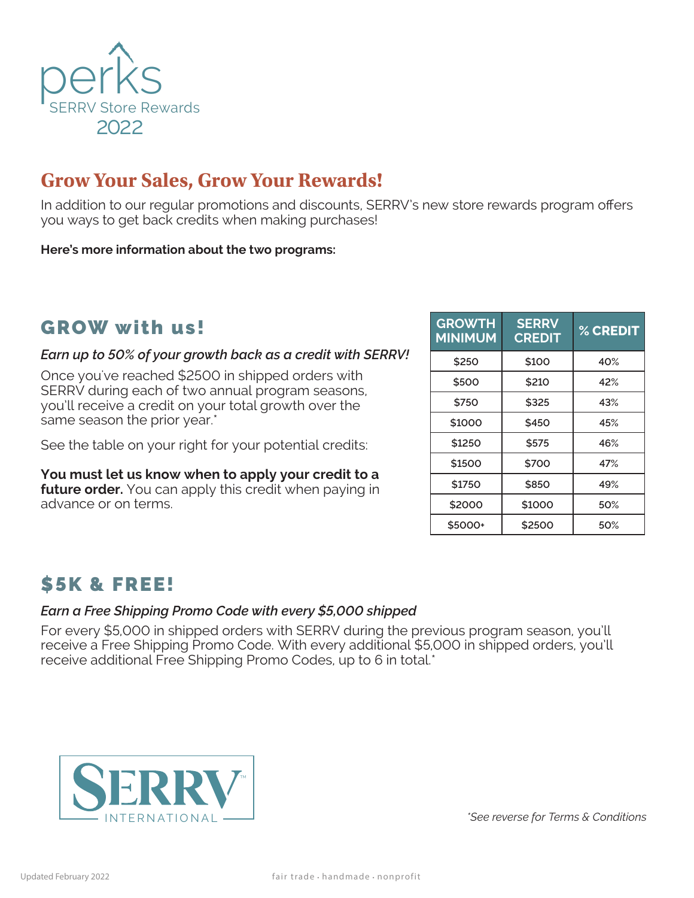# perks

SERRV Store Rewards

2022

## Grow Your Sales, Grow Your Rewards!

In addition to our regular promotions and discounts, SERRV's new store rewards program offers you ways to get back credits when making purchases!

**Here's more information about the two programs:**

## GROW with us!

***Earn up to 50% of your growth back as a credit with SERRV!***

Once you've reached $2500 in shipped orders with SERRV during each of two annual program seasons, you'll receive a credit on your total growth over the same season the prior year.*

See the table on your right for your potential credits:

**You must let us know when to apply your credit to a future order.** You can apply this credit when paying in advance or on terms.

| GROWTH MINIMUM | SERRV CREDIT | % CREDIT |
|---|---|---|
| $250 | $100 | 40% |
| $500 | $210 | 42% |
| $750 | $325 | 43% |
| $1000 | $450 | 45% |
| $1250 | $575 | 46% |
| $1500 | $700 | 47% |
| $1750 | $850 | 49% |
| $2000 | $1000 | 50% |
| $5000+ | $2500 | 50% |

## $5K & FREE!

***Earn a Free Shipping Promo Code with every $5,000 shipped***

For every $5,000 in shipped orders with SERRV during the previous program season, you'll receive a Free Shipping Promo Code. With every additional $5,000 in shipped orders, you'll receive additional Free Shipping Promo Codes, up to 6 in total.*

SERRV INTERNATIONAL

*\*See reverse for Terms & Conditions*

Updated February 2022

fair trade · handmade · nonprofit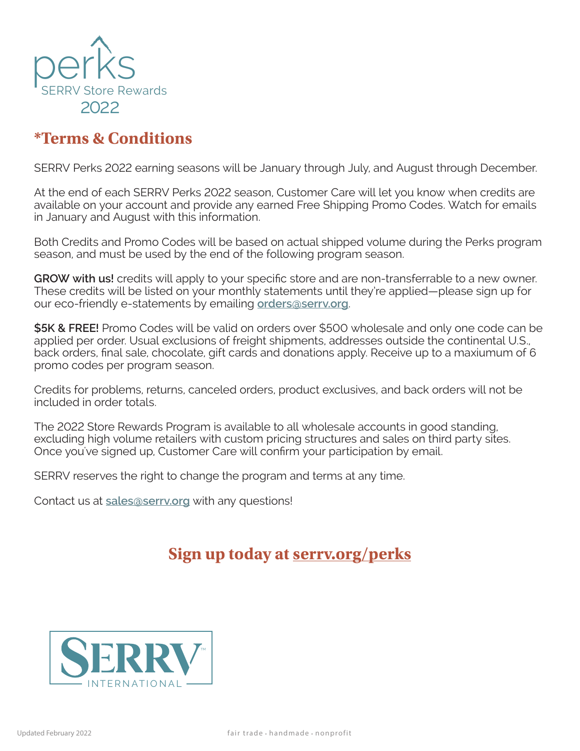perks

SERRV Store Rewards

2022

## *Terms & Conditions

SERRV Perks 2022 earning seasons will be January through July, and August through December.

At the end of each SERRV Perks 2022 season, Customer Care will let you know when credits are available on your account and provide any earned Free Shipping Promo Codes. Watch for emails in January and August with this information.

Both Credits and Promo Codes will be based on actual shipped volume during the Perks program season, and must be used by the end of the following program season.

**GROW with us!** credits will apply to your specific store and are non-transferrable to a new owner. These credits will be listed on your monthly statements until they're applied—please sign up for our eco-friendly e-statements by emailing **orders@serrv.org**.

**$5K & FREE!** Promo Codes will be valid on orders over $500 wholesale and only one code can be applied per order. Usual exclusions of freight shipments, addresses outside the continental U.S., back orders, final sale, chocolate, gift cards and donations apply. Receive up to a maxiumum of 6 promo codes per program season.

Credits for problems, returns, canceled orders, product exclusives, and back orders will not be included in order totals.

The 2022 Store Rewards Program is available to all wholesale accounts in good standing, excluding high volume retailers with custom pricing structures and sales on third party sites. Once you've signed up, Customer Care will confirm your participation by email.

SERRV reserves the right to change the program and terms at any time.

Contact us at **sales@serrv.org** with any questions!

## Sign up today at serrv.org/perks

SERRV™ INTERNATIONAL

Updated February 2022

fair trade · handmade · nonprofit